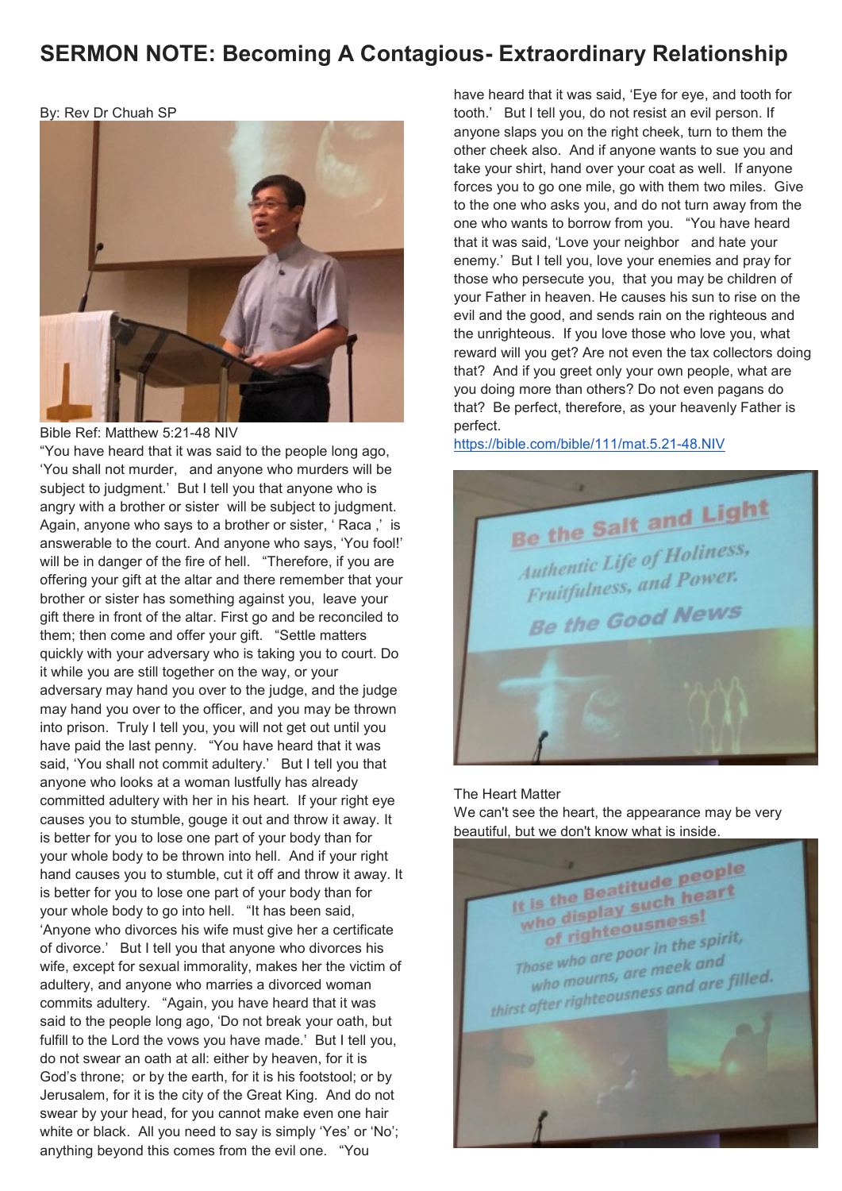# SERMON NOTE: Becoming A Contagious- Extraordinary Relationship

By: Rev Dr Chuah SP

Bible Ref: Matthew 5:21-48 NIV

"You have heard that it was said to the people long ago, 'You shall not murder, and anyone who murders will be subject to judgment.' But I tell you that anyone who is angry with a brother or sister will be subject to judgment. Again, anyone who says to a brother or sister, ' Raca ,' is answerable to the court. And anyone who says, 'You fool!' will be in danger of the fire of hell. "Therefore, if you are offering your gift at the altar and there remember that your brother or sister has something against you, leave your gift there in front of the altar. First go and be reconciled to them; then come and offer your gift. "Settle matters quickly with your adversary who is taking you to court. Do it while you are still together on the way, or your adversary may hand you over to the judge, and the judge may hand you over to the officer, and you may be thrown into prison. Truly I tell you, you will not get out until you have paid the last penny. "You have heard that it was said, 'You shall not commit adultery.' But I tell you that anyone who looks at a woman lustfully has already committed adultery with her in his heart. If your right eye causes you to stumble, gouge it out and throw it away. It is better for you to lose one part of your body than for your whole body to be thrown into hell. And if your right hand causes you to stumble, cut it off and throw it away. It is better for you to lose one part of your body than for your whole body to go into hell. "It has been said, 'Anyone who divorces his wife must give her a certificate of divorce.' But I tell you that anyone who divorces his wife, except for sexual immorality, makes her the victim of adultery, and anyone who marries a divorced woman commits adultery. "Again, you have heard that it was said to the people long ago, 'Do not break your oath, but fulfill to the Lord the vows you have made.' But I tell you, do not swear an oath at all: either by heaven, for it is God's throne; or by the earth, for it is his footstool; or by Jerusalem, for it is the city of the Great King. And do not swear by your head, for you cannot make even one hair white or black. All you need to say is simply 'Yes' or 'No'; anything beyond this comes from the evil one. "You have heard that it was said, 'Eye for eye, and tooth for tooth.' But I tell you, do not resist an evil person. If anyone slaps you on the right cheek, turn to them the other cheek also. And if anyone wants to sue you and take your shirt, hand over your coat as well. If anyone forces you to go one mile, go with them two miles. Give to the one who asks you, and do not turn away from the one who wants to borrow from you. "You have heard that it was said, 'Love your neighbor and hate your enemy.' But I tell you, love your enemies and pray for those who persecute you, that you may be children of your Father in heaven. He causes his sun to rise on the evil and the good, and sends rain on the righteous and the unrighteous. If you love those who love you, what reward will you get? Are not even the tax collectors doing that? And if you greet only your own people, what are you doing more than others? Do not even pagans do that? Be perfect, therefore, as your heavenly Father is perfect.

https://bible.com/bible/111/mat.5.21-48.NIV

Be the Salt and Light
Authentic Life of Holiness, Fruitfulness, and Power.
Be the Good News

The Heart Matter

We can't see the heart, the appearance may be very beautiful, but we don't know what is inside.

It is the Beatitude people who display such heart of righteousness!
Those who are poor in the spirit, who mourns, are meek and thirst after righteousness and are filled.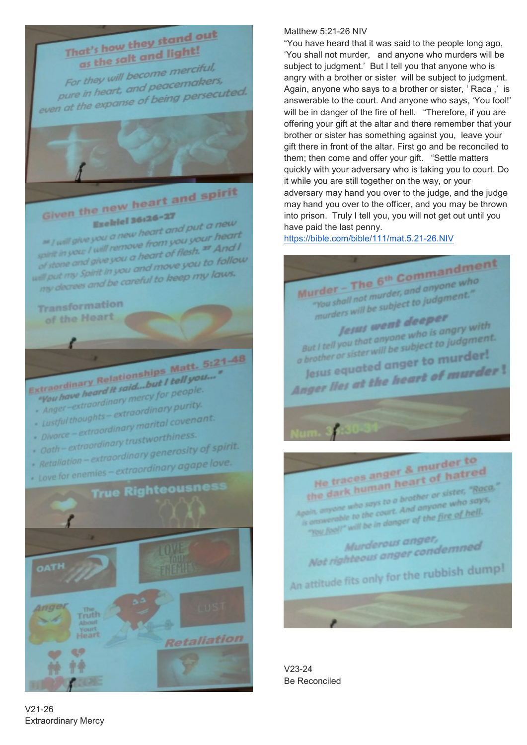Matthew 5:21-26 NIV

“You have heard that it was said to the people long ago, ‘You shall not murder, and anyone who murders will be subject to judgment.’ But I tell you that anyone who is angry with a brother or sister will be subject to judgment. Again, anyone who says to a brother or sister, ‘ Raca ,’ is answerable to the court. And anyone who says, ‘You fool!’ will be in danger of the fire of hell. “Therefore, if you are offering your gift at the altar and there remember that your brother or sister has something against you, leave your gift there in front of the altar. First go and be reconciled to them; then come and offer your gift. “Settle matters quickly with your adversary who is taking you to court. Do it while you are still together on the way, or your adversary may hand you over to the judge, and the judge may hand you over to the officer, and you may be thrown into prison. Truly I tell you, you will not get out until you have paid the last penny.

https://bible.com/bible/111/mat.5.21-26.NIV

V21-26

Extraordinary Mercy

V23-24

Be Reconciled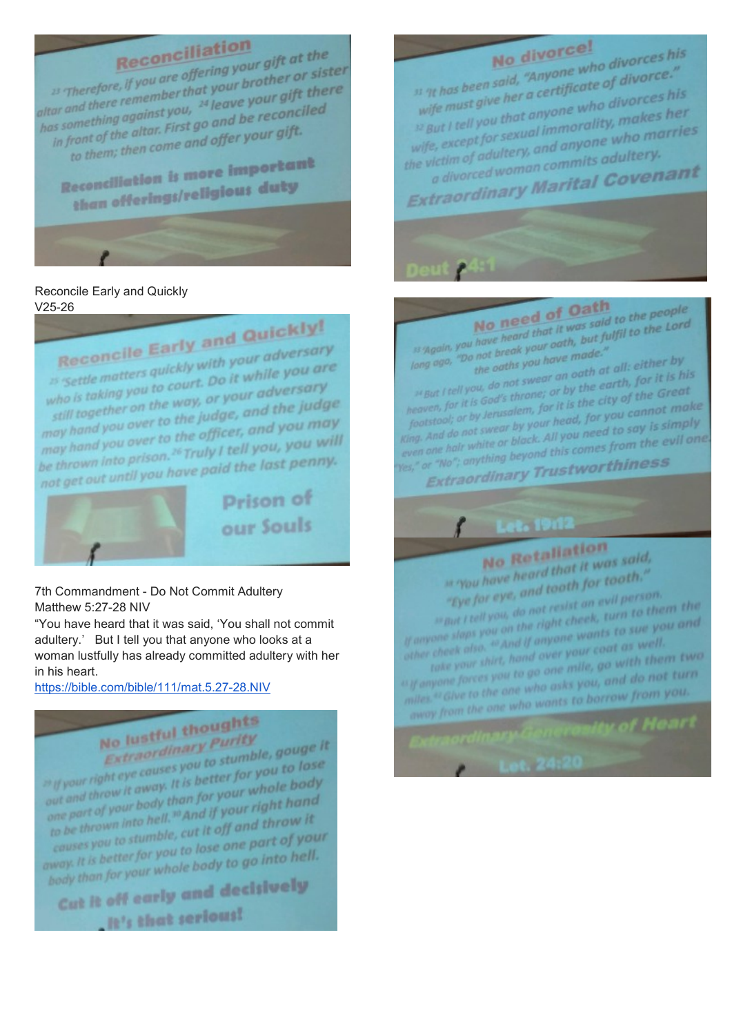## Reconciliation

[23] Therefore, if you are offering your gift at the altar and there remember that your brother or sister has something against you, [24] leave your gift there in front of the altar. First go and be reconciled to them; then come and offer your gift.

**Reconciliation is more important than offerings/religious duty**

Reconcile Early and Quickly
V25-26

## Reconcile Early and Quickly!

[25] Settle matters quickly with your adversary who is taking you to court. Do it while you are still together on the way, or your adversary may hand you over to the judge, and the judge may hand you over to the officer, and you may be thrown into prison. [26] Truly I tell you, you will not get out until you have paid the last penny.

**Prison of our Souls**

7th Commandment - Do Not Commit Adultery
Matthew 5:27-28 NIV
"You have heard that it was said, 'You shall not commit adultery.' But I tell you that anyone who looks at a woman lustfully has already committed adultery with her in his heart.
https://bible.com/bible/111/mat.5.27-28.NIV

## No lustful thoughts

*Extraordinary Purity*

[29] If your right eye causes you to stumble, gouge it out and throw it away. It is better for you to lose one part of your body than for your whole body to be thrown into hell. [30] And if your right hand causes you to stumble, cut it off and throw it away. It is better for you to lose one part of your body than for your whole body to go into hell.

**Cut it off early and decisively**
**It's that serious!**

## No divorce!

[31] It has been said, "Anyone who divorces his wife must give her a certificate of divorce." [32] But I tell you that anyone who divorces his wife, except for sexual immorality, makes her the victim of adultery, and anyone who marries a divorced woman commits adultery.

***Extraordinary Marital Covenant***

Deut 24:1

## No need of Oath

[33] Again, you have heard that it was said to the people long ago, "Do not break your oath, but fulfil to the Lord the oaths you have made." [34] But I tell you, do not swear an oath at all: either by heaven, for it is God's throne; or by the earth, for it is his footstool; or by Jerusalem, for it is the city of the Great King. And do not swear by your head, for you cannot make even one hair white or black. All you need to say is simply "Yes," or "No"; anything beyond this comes from the evil one.

***Extraordinary Trustworthiness***

Lev. 19:12

## No Retaliation

[38] You have heard that it was said, "Eye for eye, and tooth for tooth." [39] But I tell you, do not resist an evil person. If anyone slaps you on the right cheek, turn to them the other cheek also. [40] And if anyone wants to sue you and take your shirt, hand over your coat as well. [41] If anyone forces you to go one mile, go with them two miles. [42] Give to the one who asks you, and do not turn away from the one who wants to borrow from you.

***Extraordinary Generosity of Heart***

Lev. 24:20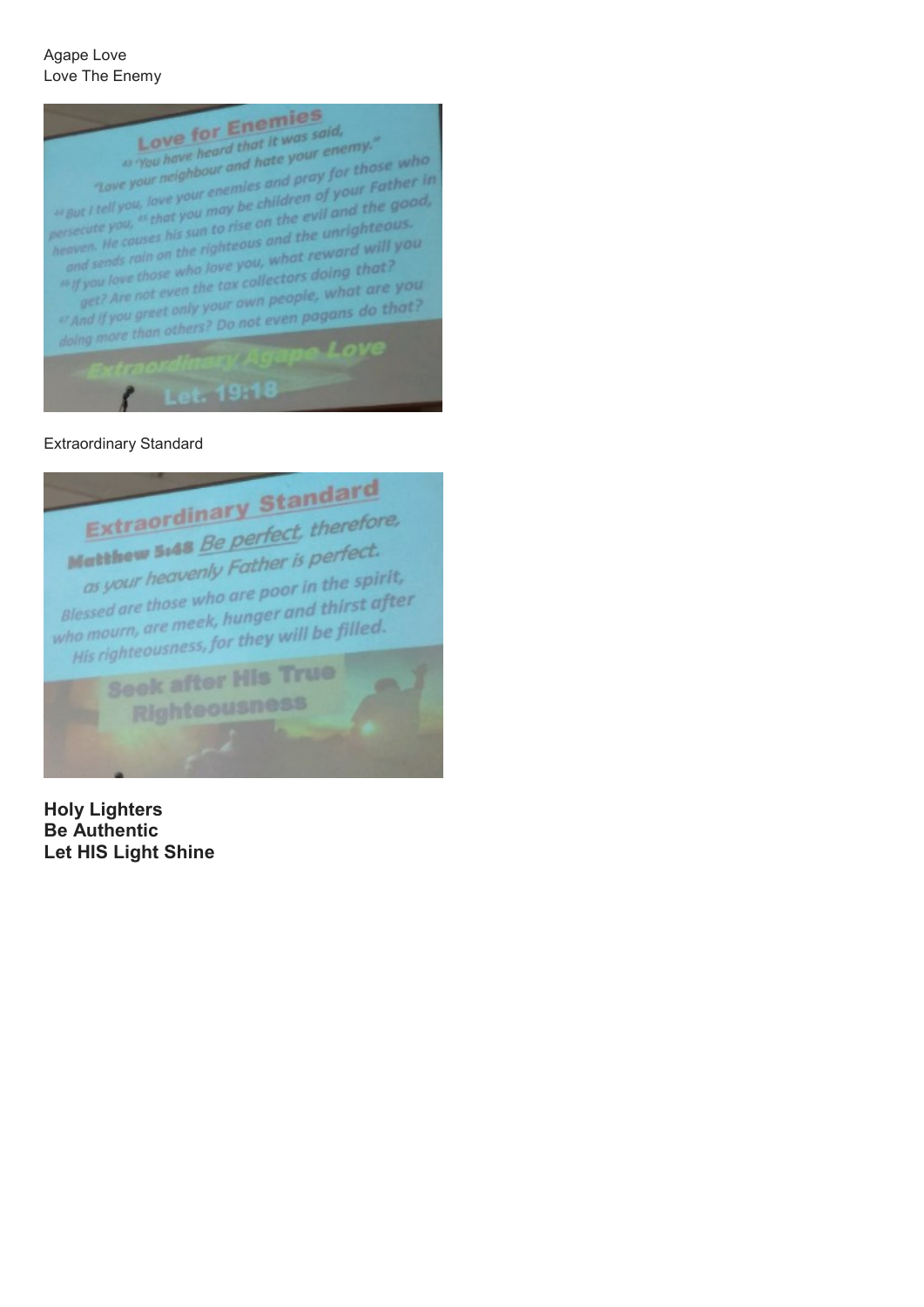Agape Love
Love The Enemy

Extraordinary Standard

**Holy Lighters**
**Be Authentic**
**Let HIS Light Shine**